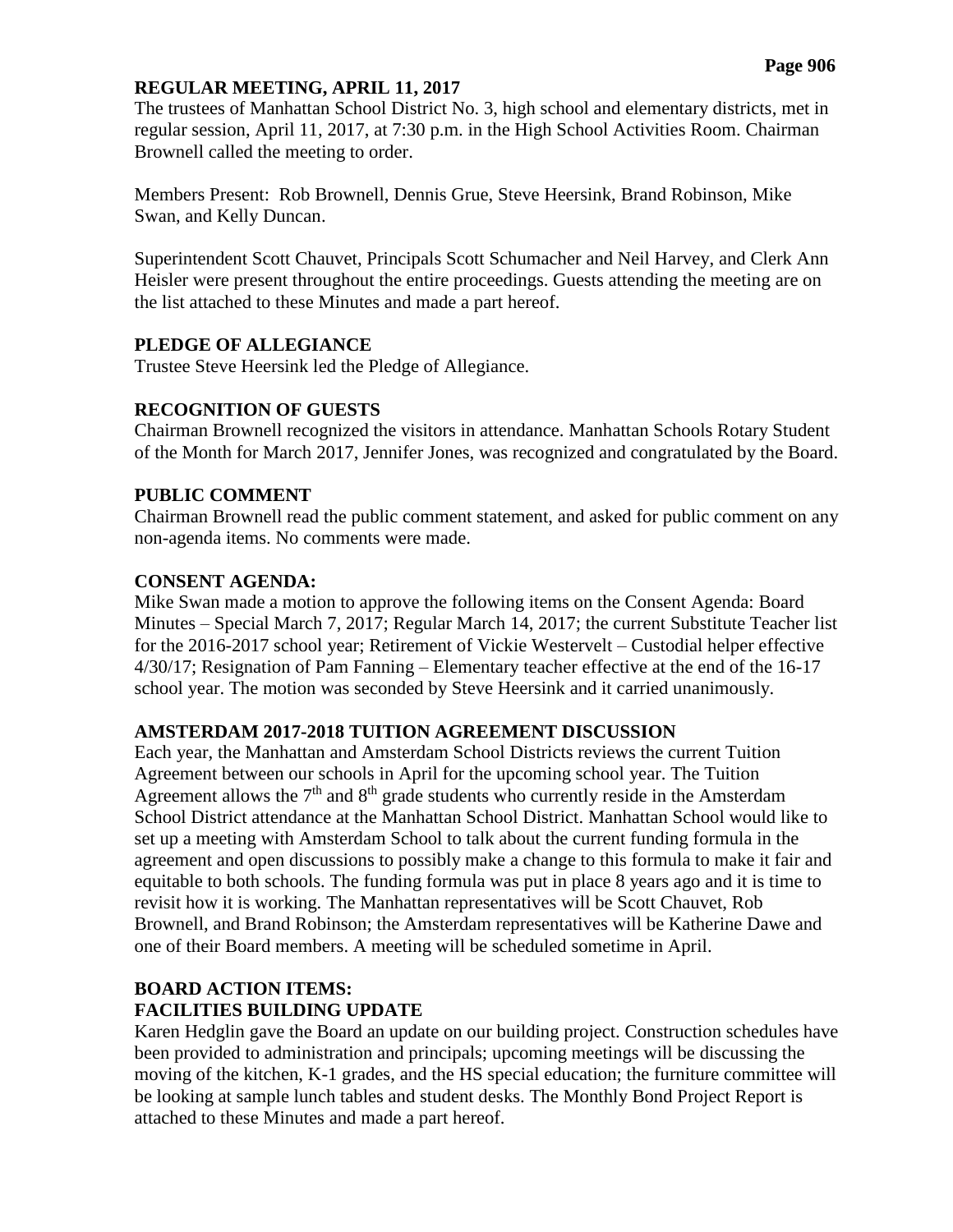## REGULAR MEETING, APRIL 11, 2017

The trustees of Manhattan School District No. 3, high school and elementary districts, met in regular session, April 11, 2017, at 7:30 p.m. in the High School Activities Room. Chairman Brownell called the meeting to order.

Members Present: Rob Brownell, Dennis Grue, Steve Heersink, Brand Robinson, Mike Swan, and Kelly Duncan.

Superintendent Scott Chauvet, Principals Scott Schumacher and Neil Harvey, and Clerk Ann Heisler were present throughout the entire proceedings. Guests attending the meeting are on the list attached to these Minutes and made a part hereof.

### PLEDGE OF ALLEGIANCE

Trustee Steve Heersink led the Pledge of Allegiance.

### RECOGNITION OF GUESTS

Chairman Brownell recognized the visitors in attendance. Manhattan Schools Rotary Student of the Month for March 2017, Jennifer Jones, was recognized and congratulated by the Board.

### PUBLIC COMMENT

Chairman Brownell read the public comment statement, and asked for public comment on any non-agenda items. No comments were made.

### CONSENT AGENDA:

Mike Swan made a motion to approve the following items on the Consent Agenda: Board Minutes – Special March 7, 2017; Regular March 14, 2017; the current Substitute Teacher list for the 2016-2017 school year; Retirement of Vickie Westervelt – Custodial helper effective 4/30/17; Resignation of Pam Fanning – Elementary teacher effective at the end of the 16-17 school year. The motion was seconded by Steve Heersink and it carried unanimously.

### AMSTERDAM 2017-2018 TUITION AGREEMENT DISCUSSION

Each year, the Manhattan and Amsterdam School Districts reviews the current Tuition Agreement between our schools in April for the upcoming school year. The Tuition Agreement allows the 7th and 8th grade students who currently reside in the Amsterdam School District attendance at the Manhattan School District. Manhattan School would like to set up a meeting with Amsterdam School to talk about the current funding formula in the agreement and open discussions to possibly make a change to this formula to make it fair and equitable to both schools. The funding formula was put in place 8 years ago and it is time to revisit how it is working. The Manhattan representatives will be Scott Chauvet, Rob Brownell, and Brand Robinson; the Amsterdam representatives will be Katherine Dawe and one of their Board members. A meeting will be scheduled sometime in April.

### BOARD ACTION ITEMS:

### FACILITIES BUILDING UPDATE

Karen Hedglin gave the Board an update on our building project. Construction schedules have been provided to administration and principals; upcoming meetings will be discussing the moving of the kitchen, K-1 grades, and the HS special education; the furniture committee will be looking at sample lunch tables and student desks. The Monthly Bond Project Report is attached to these Minutes and made a part hereof.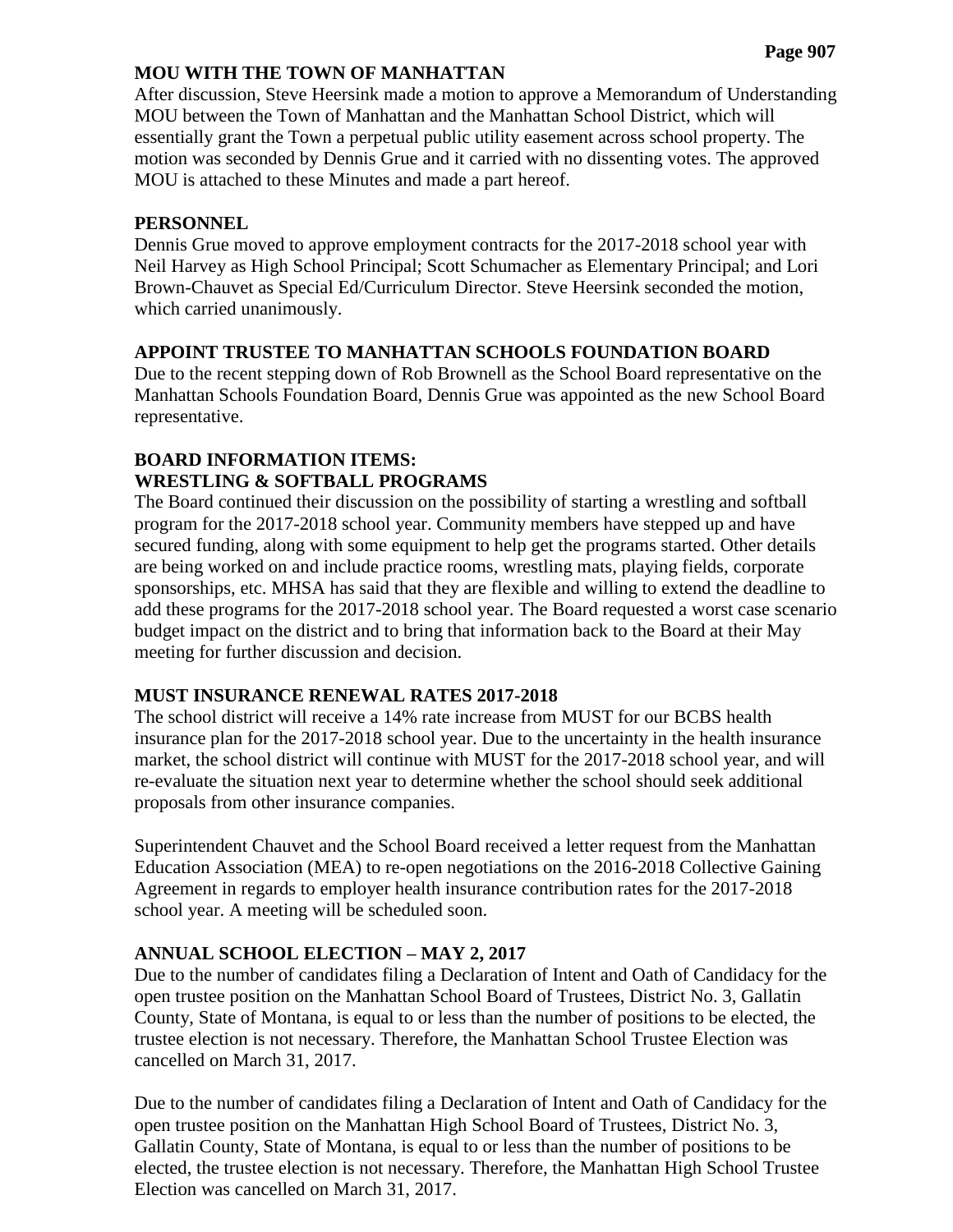## MOU WITH THE TOWN OF MANHATTAN

After discussion, Steve Heersink made a motion to approve a Memorandum of Understanding MOU between the Town of Manhattan and the Manhattan School District, which will essentially grant the Town a perpetual public utility easement across school property. The motion was seconded by Dennis Grue and it carried with no dissenting votes. The approved MOU is attached to these Minutes and made a part hereof.

## PERSONNEL

Dennis Grue moved to approve employment contracts for the 2017-2018 school year with Neil Harvey as High School Principal; Scott Schumacher as Elementary Principal; and Lori Brown-Chauvet as Special Ed/Curriculum Director. Steve Heersink seconded the motion, which carried unanimously.

## APPOINT TRUSTEE TO MANHATTAN SCHOOLS FOUNDATION BOARD

Due to the recent stepping down of Rob Brownell as the School Board representative on the Manhattan Schools Foundation Board, Dennis Grue was appointed as the new School Board representative.

## BOARD INFORMATION ITEMS:
## WRESTLING & SOFTBALL PROGRAMS

The Board continued their discussion on the possibility of starting a wrestling and softball program for the 2017-2018 school year. Community members have stepped up and have secured funding, along with some equipment to help get the programs started. Other details are being worked on and include practice rooms, wrestling mats, playing fields, corporate sponsorships, etc. MHSA has said that they are flexible and willing to extend the deadline to add these programs for the 2017-2018 school year. The Board requested a worst case scenario budget impact on the district and to bring that information back to the Board at their May meeting for further discussion and decision.

## MUST INSURANCE RENEWAL RATES 2017-2018

The school district will receive a 14% rate increase from MUST for our BCBS health insurance plan for the 2017-2018 school year. Due to the uncertainty in the health insurance market, the school district will continue with MUST for the 2017-2018 school year, and will re-evaluate the situation next year to determine whether the school should seek additional proposals from other insurance companies.

Superintendent Chauvet and the School Board received a letter request from the Manhattan Education Association (MEA) to re-open negotiations on the 2016-2018 Collective Gaining Agreement in regards to employer health insurance contribution rates for the 2017-2018 school year. A meeting will be scheduled soon.

## ANNUAL SCHOOL ELECTION – MAY 2, 2017

Due to the number of candidates filing a Declaration of Intent and Oath of Candidacy for the open trustee position on the Manhattan School Board of Trustees, District No. 3, Gallatin County, State of Montana, is equal to or less than the number of positions to be elected, the trustee election is not necessary. Therefore, the Manhattan School Trustee Election was cancelled on March 31, 2017.

Due to the number of candidates filing a Declaration of Intent and Oath of Candidacy for the open trustee position on the Manhattan High School Board of Trustees, District No. 3, Gallatin County, State of Montana, is equal to or less than the number of positions to be elected, the trustee election is not necessary. Therefore, the Manhattan High School Trustee Election was cancelled on March 31, 2017.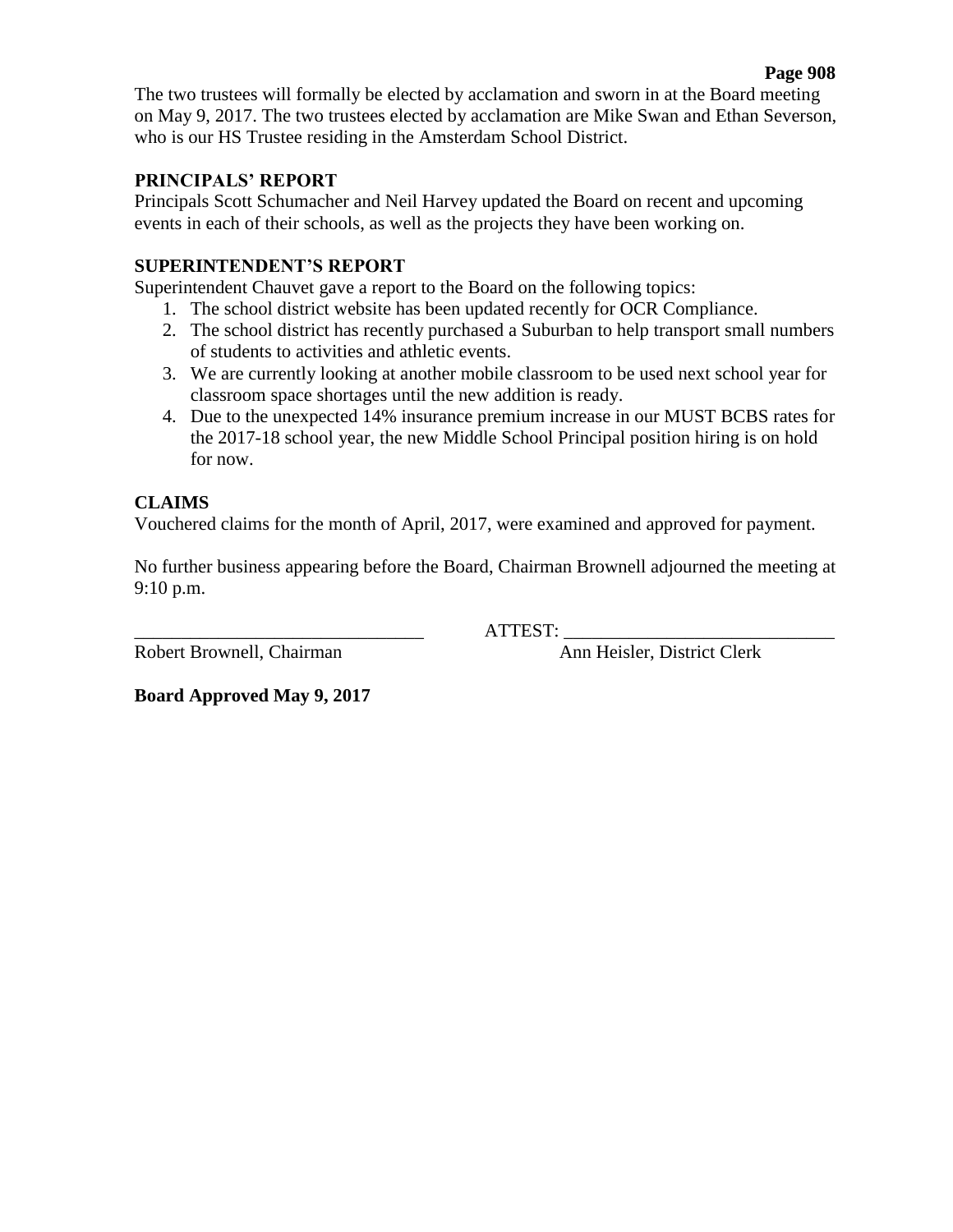The two trustees will formally be elected by acclamation and sworn in at the Board meeting on May 9, 2017. The two trustees elected by acclamation are Mike Swan and Ethan Severson, who is our HS Trustee residing in the Amsterdam School District.

**PRINCIPALS' REPORT**

Principals Scott Schumacher and Neil Harvey updated the Board on recent and upcoming events in each of their schools, as well as the projects they have been working on.

**SUPERINTENDENT'S REPORT**

Superintendent Chauvet gave a report to the Board on the following topics:

1. The school district website has been updated recently for OCR Compliance.
2. The school district has recently purchased a Suburban to help transport small numbers of students to activities and athletic events.
3. We are currently looking at another mobile classroom to be used next school year for classroom space shortages until the new addition is ready.
4. Due to the unexpected 14% insurance premium increase in our MUST BCBS rates for the 2017-18 school year, the new Middle School Principal position hiring is on hold for now.

**CLAIMS**

Vouchered claims for the month of April, 2017, were examined and approved for payment.

No further business appearing before the Board, Chairman Brownell adjourned the meeting at 9:10 p.m.

_______________________________ ATTEST: _____________________________

Robert Brownell, Chairman Ann Heisler, District Clerk

**Board Approved May 9, 2017**